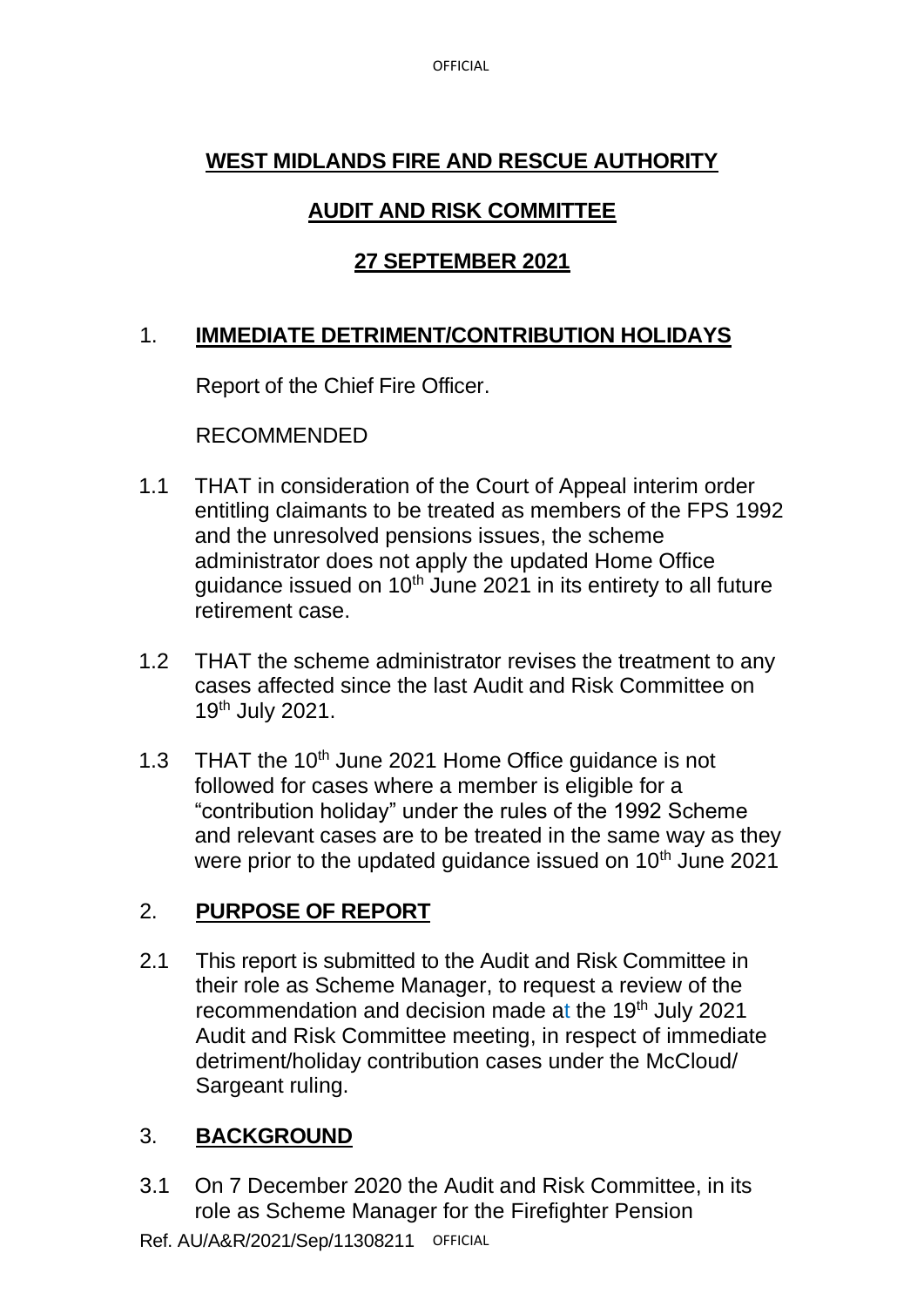# WEST MIDLANDS FIRE AND RESCUE AUTHORITY

## AUDIT AND RISK COMMITTEE

## 27 SEPTEMBER 2021

## 1. IMMEDIATE DETRIMENT/CONTRIBUTION HOLIDAYS

Report of the Chief Fire Officer.

RECOMMENDED

1.1 THAT in consideration of the Court of Appeal interim order entitling claimants to be treated as members of the FPS 1992 and the unresolved pensions issues, the scheme administrator does not apply the updated Home Office guidance issued on 10th June 2021 in its entirety to all future retirement case.

1.2 THAT the scheme administrator revises the treatment to any cases affected since the last Audit and Risk Committee on 19th July 2021.

1.3 THAT the 10th June 2021 Home Office guidance is not followed for cases where a member is eligible for a "contribution holiday" under the rules of the 1992 Scheme and relevant cases are to be treated in the same way as they were prior to the updated guidance issued on 10th June 2021

## 2. PURPOSE OF REPORT

2.1 This report is submitted to the Audit and Risk Committee in their role as Scheme Manager, to request a review of the recommendation and decision made at the 19th July 2021 Audit and Risk Committee meeting, in respect of immediate detriment/holiday contribution cases under the McCloud/ Sargeant ruling.

## 3. BACKGROUND

3.1 On 7 December 2020 the Audit and Risk Committee, in its role as Scheme Manager for the Firefighter Pension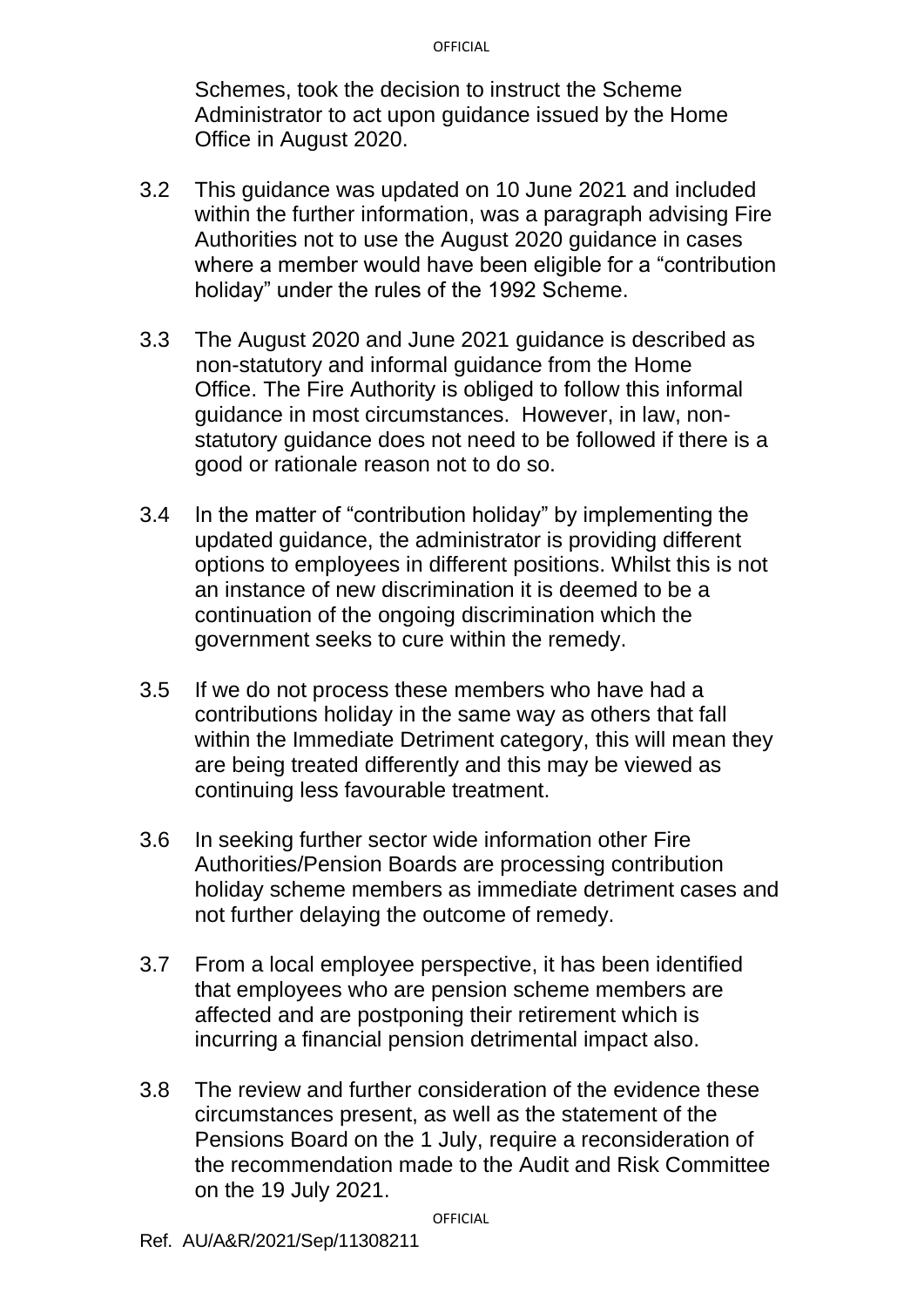Schemes, took the decision to instruct the Scheme Administrator to act upon guidance issued by the Home Office in August 2020.

3.2 This guidance was updated on 10 June 2021 and included within the further information, was a paragraph advising Fire Authorities not to use the August 2020 guidance in cases where a member would have been eligible for a "contribution holiday" under the rules of the 1992 Scheme.

3.3 The August 2020 and June 2021 guidance is described as non-statutory and informal guidance from the Home Office. The Fire Authority is obliged to follow this informal guidance in most circumstances. However, in law, non-statutory guidance does not need to be followed if there is a good or rationale reason not to do so.

3.4 In the matter of "contribution holiday" by implementing the updated guidance, the administrator is providing different options to employees in different positions. Whilst this is not an instance of new discrimination it is deemed to be a continuation of the ongoing discrimination which the government seeks to cure within the remedy.

3.5 If we do not process these members who have had a contributions holiday in the same way as others that fall within the Immediate Detriment category, this will mean they are being treated differently and this may be viewed as continuing less favourable treatment.

3.6 In seeking further sector wide information other Fire Authorities/Pension Boards are processing contribution holiday scheme members as immediate detriment cases and not further delaying the outcome of remedy.

3.7 From a local employee perspective, it has been identified that employees who are pension scheme members are affected and are postponing their retirement which is incurring a financial pension detrimental impact also.

3.8 The review and further consideration of the evidence these circumstances present, as well as the statement of the Pensions Board on the 1 July, require a reconsideration of the recommendation made to the Audit and Risk Committee on the 19 July 2021.

Ref. AU/A&R/2021/Sep/11308211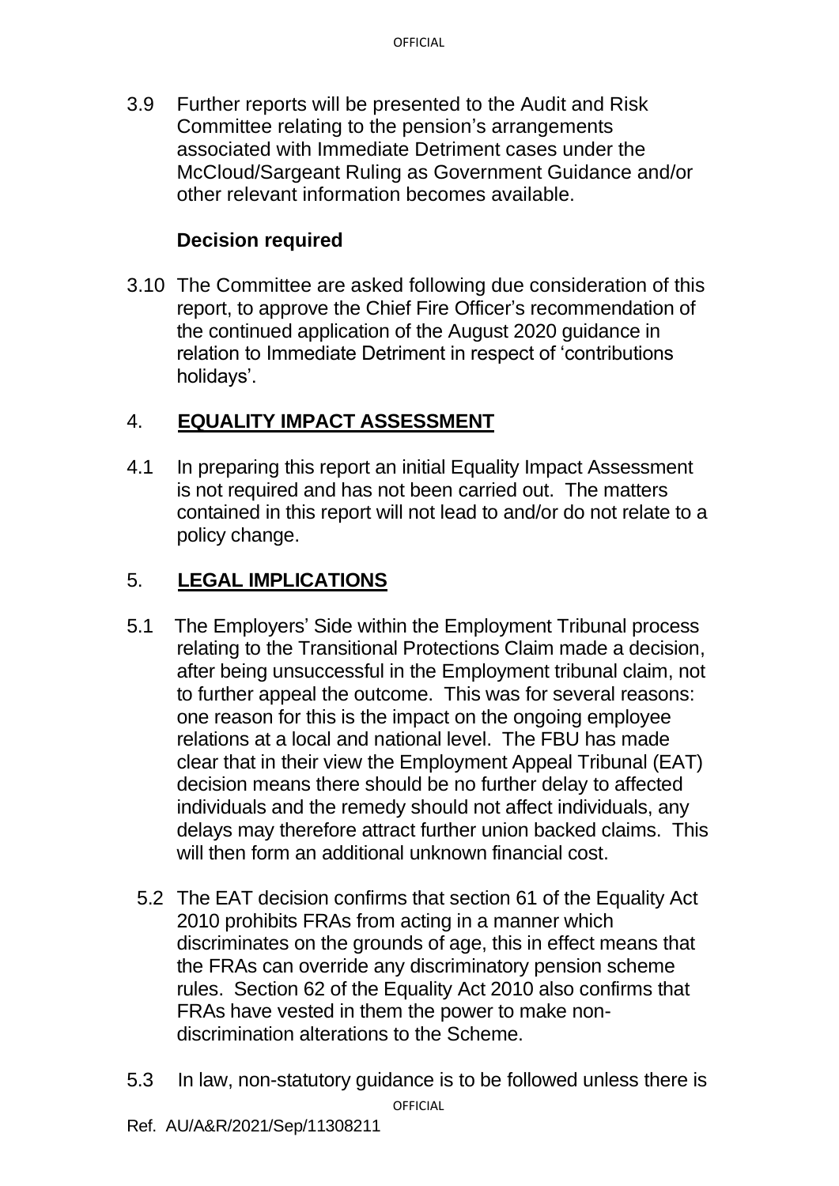3.9 Further reports will be presented to the Audit and Risk Committee relating to the pension's arrangements associated with Immediate Detriment cases under the McCloud/Sargeant Ruling as Government Guidance and/or other relevant information becomes available.

**Decision required**

3.10 The Committee are asked following due consideration of this report, to approve the Chief Fire Officer's recommendation of the continued application of the August 2020 guidance in relation to Immediate Detriment in respect of 'contributions holidays'.

## 4. EQUALITY IMPACT ASSESSMENT

4.1 In preparing this report an initial Equality Impact Assessment is not required and has not been carried out. The matters contained in this report will not lead to and/or do not relate to a policy change.

## 5. LEGAL IMPLICATIONS

5.1 The Employers' Side within the Employment Tribunal process relating to the Transitional Protections Claim made a decision, after being unsuccessful in the Employment tribunal claim, not to further appeal the outcome. This was for several reasons: one reason for this is the impact on the ongoing employee relations at a local and national level. The FBU has made clear that in their view the Employment Appeal Tribunal (EAT) decision means there should be no further delay to affected individuals and the remedy should not affect individuals, any delays may therefore attract further union backed claims. This will then form an additional unknown financial cost.

5.2 The EAT decision confirms that section 61 of the Equality Act 2010 prohibits FRAs from acting in a manner which discriminates on the grounds of age, this in effect means that the FRAs can override any discriminatory pension scheme rules. Section 62 of the Equality Act 2010 also confirms that FRAs have vested in them the power to make non-discrimination alterations to the Scheme.

5.3 In law, non-statutory guidance is to be followed unless there is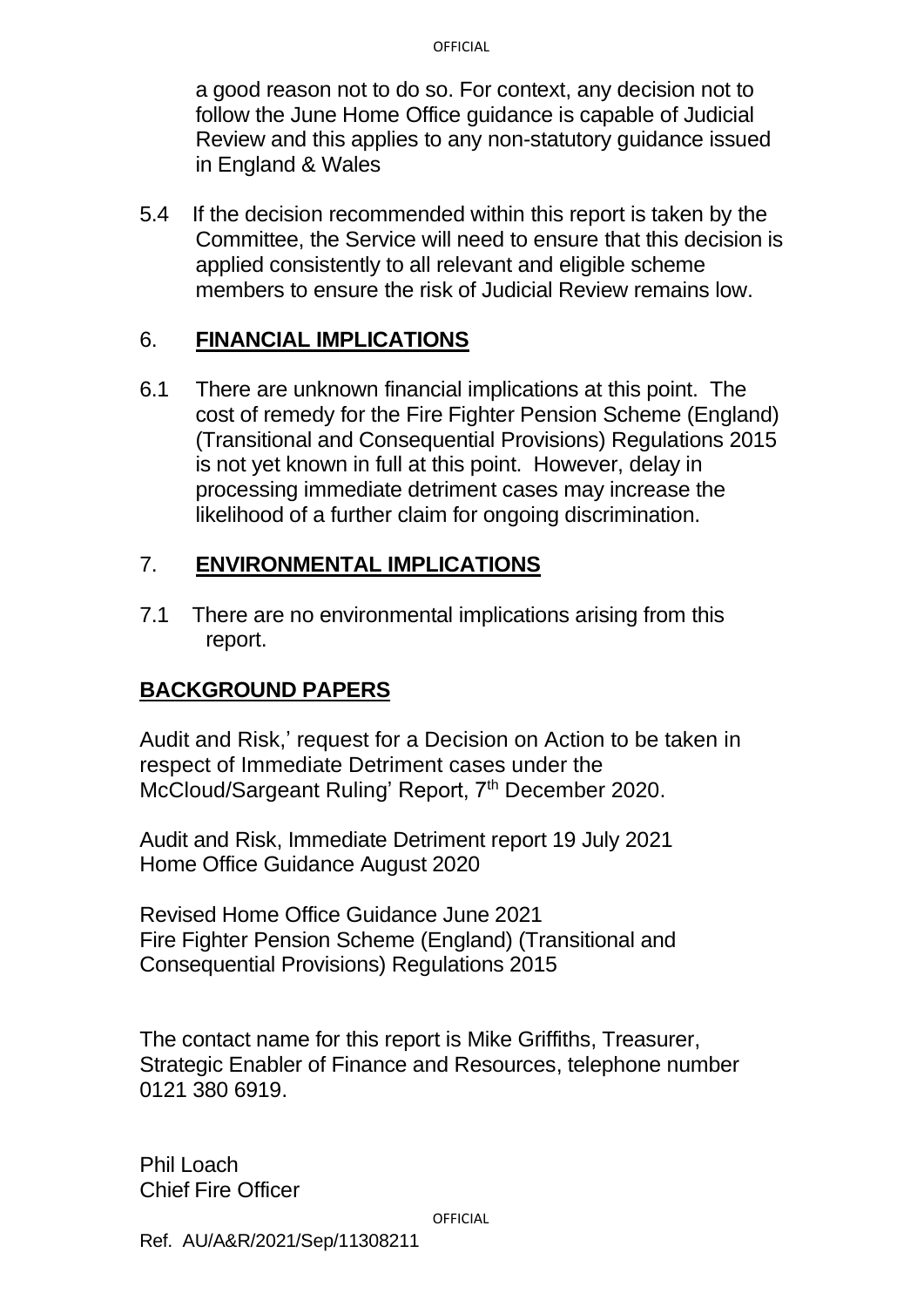a good reason not to do so. For context, any decision not to follow the June Home Office guidance is capable of Judicial Review and this applies to any non-statutory guidance issued in England & Wales

5.4 If the decision recommended within this report is taken by the Committee, the Service will need to ensure that this decision is applied consistently to all relevant and eligible scheme members to ensure the risk of Judicial Review remains low.

## 6. **FINANCIAL IMPLICATIONS**

6.1 There are unknown financial implications at this point. The cost of remedy for the Fire Fighter Pension Scheme (England) (Transitional and Consequential Provisions) Regulations 2015 is not yet known in full at this point. However, delay in processing immediate detriment cases may increase the likelihood of a further claim for ongoing discrimination.

## 7. **ENVIRONMENTAL IMPLICATIONS**

7.1 There are no environmental implications arising from this report.

## **BACKGROUND PAPERS**

Audit and Risk,' request for a Decision on Action to be taken in respect of Immediate Detriment cases under the McCloud/Sargeant Ruling' Report, 7th December 2020.

Audit and Risk, Immediate Detriment report 19 July 2021
Home Office Guidance August 2020

Revised Home Office Guidance June 2021
Fire Fighter Pension Scheme (England) (Transitional and Consequential Provisions) Regulations 2015

The contact name for this report is Mike Griffiths, Treasurer, Strategic Enabler of Finance and Resources, telephone number 0121 380 6919.

Phil Loach
Chief Fire Officer

Ref. AU/A&R/2021/Sep/11308211